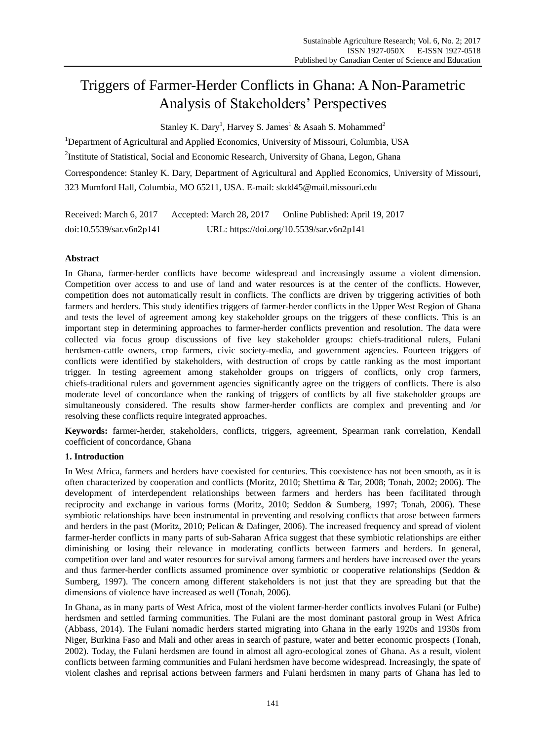# Triggers of Farmer-Herder Conflicts in Ghana: A Non-Parametric Analysis of Stakeholders' Perspectives

Stanley K. Dary[1], Harvey S. James[1] & Asaah S. Mohammed[2]

[1]Department of Agricultural and Applied Economics, University of Missouri, Columbia, USA

[2]Institute of Statistical, Social and Economic Research, University of Ghana, Legon, Ghana

Correspondence: Stanley K. Dary, Department of Agricultural and Applied Economics, University of Missouri, 323 Mumford Hall, Columbia, MO 65211, USA. E-mail: skdd45@mail.missouri.edu

Received: March 6, 2017 Accepted: March 28, 2017 Online Published: April 19, 2017

doi:10.5539/sar.v6n2p141 URL: https://doi.org/10.5539/sar.v6n2p141

## Abstract

In Ghana, farmer-herder conflicts have become widespread and increasingly assume a violent dimension. Competition over access to and use of land and water resources is at the center of the conflicts. However, competition does not automatically result in conflicts. The conflicts are driven by triggering activities of both farmers and herders. This study identifies triggers of farmer-herder conflicts in the Upper West Region of Ghana and tests the level of agreement among key stakeholder groups on the triggers of these conflicts. This is an important step in determining approaches to farmer-herder conflicts prevention and resolution. The data were collected via focus group discussions of five key stakeholder groups: chiefs-traditional rulers, Fulani herdsmen-cattle owners, crop farmers, civic society-media, and government agencies. Fourteen triggers of conflicts were identified by stakeholders, with destruction of crops by cattle ranking as the most important trigger. In testing agreement among stakeholder groups on triggers of conflicts, only crop farmers, chiefs-traditional rulers and government agencies significantly agree on the triggers of conflicts. There is also moderate level of concordance when the ranking of triggers of conflicts by all five stakeholder groups are simultaneously considered. The results show farmer-herder conflicts are complex and preventing and /or resolving these conflicts require integrated approaches.

**Keywords:** farmer-herder, stakeholders, conflicts, triggers, agreement, Spearman rank correlation, Kendall coefficient of concordance, Ghana

## 1. Introduction

In West Africa, farmers and herders have coexisted for centuries. This coexistence has not been smooth, as it is often characterized by cooperation and conflicts (Moritz, 2010; Shettima & Tar, 2008; Tonah, 2002; 2006). The development of interdependent relationships between farmers and herders has been facilitated through reciprocity and exchange in various forms (Moritz, 2010; Seddon & Sumberg, 1997; Tonah, 2006). These symbiotic relationships have been instrumental in preventing and resolving conflicts that arose between farmers and herders in the past (Moritz, 2010; Pelican & Dafinger, 2006). The increased frequency and spread of violent farmer-herder conflicts in many parts of sub-Saharan Africa suggest that these symbiotic relationships are either diminishing or losing their relevance in moderating conflicts between farmers and herders. In general, competition over land and water resources for survival among farmers and herders have increased over the years and thus farmer-herder conflicts assumed prominence over symbiotic or cooperative relationships (Seddon & Sumberg, 1997). The concern among different stakeholders is not just that they are spreading but that the dimensions of violence have increased as well (Tonah, 2006).

In Ghana, as in many parts of West Africa, most of the violent farmer-herder conflicts involves Fulani (or Fulbe) herdsmen and settled farming communities. The Fulani are the most dominant pastoral group in West Africa (Abbass, 2014). The Fulani nomadic herders started migrating into Ghana in the early 1920s and 1930s from Niger, Burkina Faso and Mali and other areas in search of pasture, water and better economic prospects (Tonah, 2002). Today, the Fulani herdsmen are found in almost all agro-ecological zones of Ghana. As a result, violent conflicts between farming communities and Fulani herdsmen have become widespread. Increasingly, the spate of violent clashes and reprisal actions between farmers and Fulani herdsmen in many parts of Ghana has led to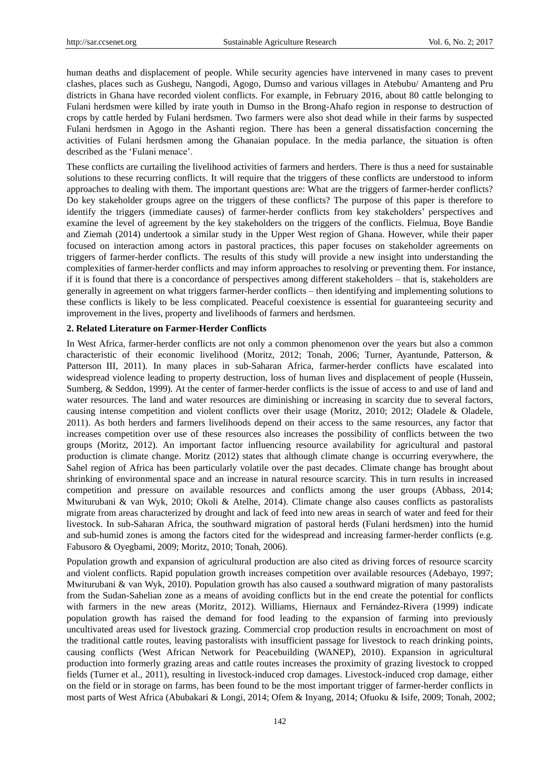human deaths and displacement of people. While security agencies have intervened in many cases to prevent clashes, places such as Gushegu, Nangodi, Agogo, Dumso and various villages in Atebubu/ Amanteng and Pru districts in Ghana have recorded violent conflicts. For example, in February 2016, about 80 cattle belonging to Fulani herdsmen were killed by irate youth in Dumso in the Brong-Ahafo region in response to destruction of crops by cattle herded by Fulani herdsmen. Two farmers were also shot dead while in their farms by suspected Fulani herdsmen in Agogo in the Ashanti region. There has been a general dissatisfaction concerning the activities of Fulani herdsmen among the Ghanaian populace. In the media parlance, the situation is often described as the 'Fulani menace'.

These conflicts are curtailing the livelihood activities of farmers and herders. There is thus a need for sustainable solutions to these recurring conflicts. It will require that the triggers of these conflicts are understood to inform approaches to dealing with them. The important questions are: What are the triggers of farmer-herder conflicts? Do key stakeholder groups agree on the triggers of these conflicts? The purpose of this paper is therefore to identify the triggers (immediate causes) of farmer-herder conflicts from key stakeholders' perspectives and examine the level of agreement by the key stakeholders on the triggers of the conflicts. Fielmua, Boye Bandie and Ziemah (2014) undertook a similar study in the Upper West region of Ghana. However, while their paper focused on interaction among actors in pastoral practices, this paper focuses on stakeholder agreements on triggers of farmer-herder conflicts. The results of this study will provide a new insight into understanding the complexities of farmer-herder conflicts and may inform approaches to resolving or preventing them. For instance, if it is found that there is a concordance of perspectives among different stakeholders – that is, stakeholders are generally in agreement on what triggers farmer-herder conflicts – then identifying and implementing solutions to these conflicts is likely to be less complicated. Peaceful coexistence is essential for guaranteeing security and improvement in the lives, property and livelihoods of farmers and herdsmen.

## 2. Related Literature on Farmer-Herder Conflicts

In West Africa, farmer-herder conflicts are not only a common phenomenon over the years but also a common characteristic of their economic livelihood (Moritz, 2012; Tonah, 2006; Turner, Ayantunde, Patterson, & Patterson III, 2011). In many places in sub-Saharan Africa, farmer-herder conflicts have escalated into widespread violence leading to property destruction, loss of human lives and displacement of people (Hussein, Sumberg, & Seddon, 1999). At the center of farmer-herder conflicts is the issue of access to and use of land and water resources. The land and water resources are diminishing or increasing in scarcity due to several factors, causing intense competition and violent conflicts over their usage (Moritz, 2010; 2012; Oladele & Oladele, 2011). As both herders and farmers livelihoods depend on their access to the same resources, any factor that increases competition over use of these resources also increases the possibility of conflicts between the two groups (Moritz, 2012). An important factor influencing resource availability for agricultural and pastoral production is climate change. Moritz (2012) states that although climate change is occurring everywhere, the Sahel region of Africa has been particularly volatile over the past decades. Climate change has brought about shrinking of environmental space and an increase in natural resource scarcity. This in turn results in increased competition and pressure on available resources and conflicts among the user groups (Abbass, 2014; Mwiturubani & van Wyk, 2010; Okoli & Atelhe, 2014). Climate change also causes conflicts as pastoralists migrate from areas characterized by drought and lack of feed into new areas in search of water and feed for their livestock. In sub-Saharan Africa, the southward migration of pastoral herds (Fulani herdsmen) into the humid and sub-humid zones is among the factors cited for the widespread and increasing farmer-herder conflicts (e.g. Fabusoro & Oyegbami, 2009; Moritz, 2010; Tonah, 2006).

Population growth and expansion of agricultural production are also cited as driving forces of resource scarcity and violent conflicts. Rapid population growth increases competition over available resources (Adebayo, 1997; Mwiturubani & van Wyk, 2010). Population growth has also caused a southward migration of many pastoralists from the Sudan-Sahelian zone as a means of avoiding conflicts but in the end create the potential for conflicts with farmers in the new areas (Moritz, 2012). Williams, Hiernaux and Fernández-Rivera (1999) indicate population growth has raised the demand for food leading to the expansion of farming into previously uncultivated areas used for livestock grazing. Commercial crop production results in encroachment on most of the traditional cattle routes, leaving pastoralists with insufficient passage for livestock to reach drinking points, causing conflicts (West African Network for Peacebuilding (WANEP), 2010). Expansion in agricultural production into formerly grazing areas and cattle routes increases the proximity of grazing livestock to cropped fields (Turner et al., 2011), resulting in livestock-induced crop damages. Livestock-induced crop damage, either on the field or in storage on farms, has been found to be the most important trigger of farmer-herder conflicts in most parts of West Africa (Abubakari & Longi, 2014; Ofem & Inyang, 2014; Ofuoku & Isife, 2009; Tonah, 2002;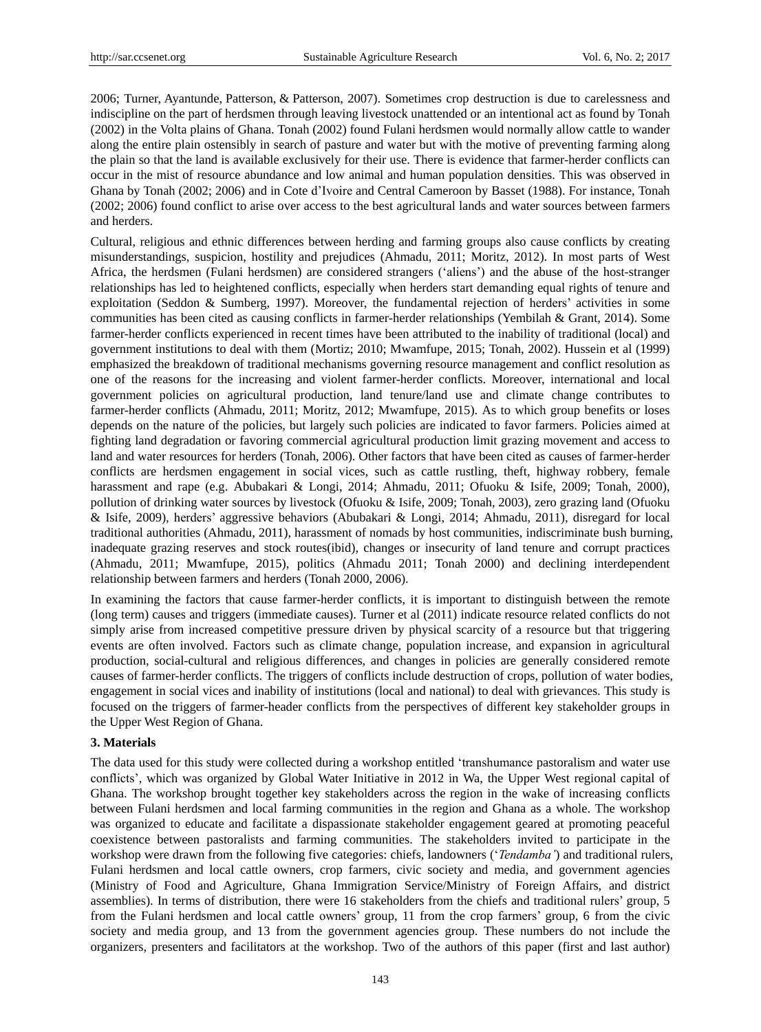2006; Turner, Ayantunde, Patterson, & Patterson, 2007). Sometimes crop destruction is due to carelessness and indiscipline on the part of herdsmen through leaving livestock unattended or an intentional act as found by Tonah (2002) in the Volta plains of Ghana. Tonah (2002) found Fulani herdsmen would normally allow cattle to wander along the entire plain ostensibly in search of pasture and water but with the motive of preventing farming along the plain so that the land is available exclusively for their use. There is evidence that farmer-herder conflicts can occur in the mist of resource abundance and low animal and human population densities. This was observed in Ghana by Tonah (2002; 2006) and in Cote d'Ivoire and Central Cameroon by Basset (1988). For instance, Tonah (2002; 2006) found conflict to arise over access to the best agricultural lands and water sources between farmers and herders.

Cultural, religious and ethnic differences between herding and farming groups also cause conflicts by creating misunderstandings, suspicion, hostility and prejudices (Ahmadu, 2011; Moritz, 2012). In most parts of West Africa, the herdsmen (Fulani herdsmen) are considered strangers ('aliens') and the abuse of the host-stranger relationships has led to heightened conflicts, especially when herders start demanding equal rights of tenure and exploitation (Seddon & Sumberg, 1997). Moreover, the fundamental rejection of herders' activities in some communities has been cited as causing conflicts in farmer-herder relationships (Yembilah & Grant, 2014). Some farmer-herder conflicts experienced in recent times have been attributed to the inability of traditional (local) and government institutions to deal with them (Mortiz; 2010; Mwamfupe, 2015; Tonah, 2002). Hussein et al (1999) emphasized the breakdown of traditional mechanisms governing resource management and conflict resolution as one of the reasons for the increasing and violent farmer-herder conflicts. Moreover, international and local government policies on agricultural production, land tenure/land use and climate change contributes to farmer-herder conflicts (Ahmadu, 2011; Moritz, 2012; Mwamfupe, 2015). As to which group benefits or loses depends on the nature of the policies, but largely such policies are indicated to favor farmers. Policies aimed at fighting land degradation or favoring commercial agricultural production limit grazing movement and access to land and water resources for herders (Tonah, 2006). Other factors that have been cited as causes of farmer-herder conflicts are herdsmen engagement in social vices, such as cattle rustling, theft, highway robbery, female harassment and rape (e.g. Abubakari & Longi, 2014; Ahmadu, 2011; Ofuoku & Isife, 2009; Tonah, 2000), pollution of drinking water sources by livestock (Ofuoku & Isife, 2009; Tonah, 2003), zero grazing land (Ofuoku & Isife, 2009), herders' aggressive behaviors (Abubakari & Longi, 2014; Ahmadu, 2011), disregard for local traditional authorities (Ahmadu, 2011), harassment of nomads by host communities, indiscriminate bush burning, inadequate grazing reserves and stock routes(ibid), changes or insecurity of land tenure and corrupt practices (Ahmadu, 2011; Mwamfupe, 2015), politics (Ahmadu 2011; Tonah 2000) and declining interdependent relationship between farmers and herders (Tonah 2000, 2006).

In examining the factors that cause farmer-herder conflicts, it is important to distinguish between the remote (long term) causes and triggers (immediate causes). Turner et al (2011) indicate resource related conflicts do not simply arise from increased competitive pressure driven by physical scarcity of a resource but that triggering events are often involved. Factors such as climate change, population increase, and expansion in agricultural production, social-cultural and religious differences, and changes in policies are generally considered remote causes of farmer-herder conflicts. The triggers of conflicts include destruction of crops, pollution of water bodies, engagement in social vices and inability of institutions (local and national) to deal with grievances. This study is focused on the triggers of farmer-header conflicts from the perspectives of different key stakeholder groups in the Upper West Region of Ghana.

## 3. Materials

The data used for this study were collected during a workshop entitled 'transhumance pastoralism and water use conflicts', which was organized by Global Water Initiative in 2012 in Wa, the Upper West regional capital of Ghana. The workshop brought together key stakeholders across the region in the wake of increasing conflicts between Fulani herdsmen and local farming communities in the region and Ghana as a whole. The workshop was organized to educate and facilitate a dispassionate stakeholder engagement geared at promoting peaceful coexistence between pastoralists and farming communities. The stakeholders invited to participate in the workshop were drawn from the following five categories: chiefs, landowners ('*Tendamba'*) and traditional rulers, Fulani herdsmen and local cattle owners, crop farmers, civic society and media, and government agencies (Ministry of Food and Agriculture, Ghana Immigration Service/Ministry of Foreign Affairs, and district assemblies). In terms of distribution, there were 16 stakeholders from the chiefs and traditional rulers' group, 5 from the Fulani herdsmen and local cattle owners' group, 11 from the crop farmers' group, 6 from the civic society and media group, and 13 from the government agencies group. These numbers do not include the organizers, presenters and facilitators at the workshop. Two of the authors of this paper (first and last author)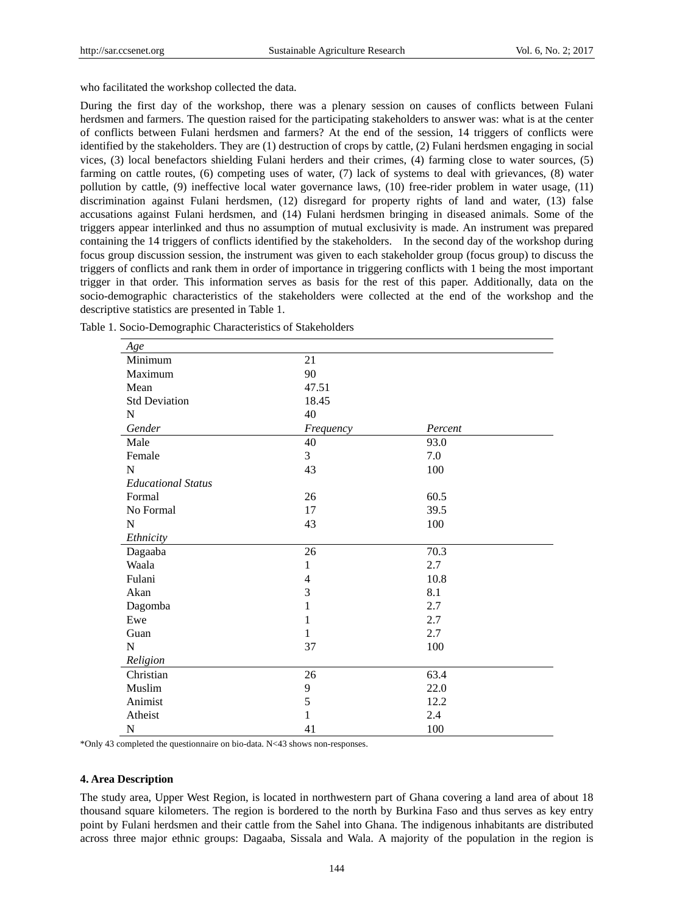who facilitated the workshop collected the data.

During the first day of the workshop, there was a plenary session on causes of conflicts between Fulani herdsmen and farmers. The question raised for the participating stakeholders to answer was: what is at the center of conflicts between Fulani herdsmen and farmers? At the end of the session, 14 triggers of conflicts were identified by the stakeholders. They are (1) destruction of crops by cattle, (2) Fulani herdsmen engaging in social vices, (3) local benefactors shielding Fulani herders and their crimes, (4) farming close to water sources, (5) farming on cattle routes, (6) competing uses of water, (7) lack of systems to deal with grievances, (8) water pollution by cattle, (9) ineffective local water governance laws, (10) free-rider problem in water usage, (11) discrimination against Fulani herdsmen, (12) disregard for property rights of land and water, (13) false accusations against Fulani herdsmen, and (14) Fulani herdsmen bringing in diseased animals. Some of the triggers appear interlinked and thus no assumption of mutual exclusivity is made. An instrument was prepared containing the 14 triggers of conflicts identified by the stakeholders. In the second day of the workshop during focus group discussion session, the instrument was given to each stakeholder group (focus group) to discuss the triggers of conflicts and rank them in order of importance in triggering conflicts with 1 being the most important trigger in that order. This information serves as basis for the rest of this paper. Additionally, data on the socio-demographic characteristics of the stakeholders were collected at the end of the workshop and the descriptive statistics are presented in Table 1.

Table 1. Socio-Demographic Characteristics of Stakeholders

| *Age* | | |
|---|---|---|
| Minimum | 21 | |
| Maximum | 90 | |
| Mean | 47.51 | |
| Std Deviation | 18.45 | |
| N | 40 | |
| *Gender* | *Frequency* | *Percent* |
| Male | 40 | 93.0 |
| Female | 3 | 7.0 |
| N | 43 | 100 |
| *Educational Status* | | |
| Formal | 26 | 60.5 |
| No Formal | 17 | 39.5 |
| N | 43 | 100 |
| *Ethnicity* | | |
| Dagaaba | 26 | 70.3 |
| Waala | 1 | 2.7 |
| Fulani | 4 | 10.8 |
| Akan | 3 | 8.1 |
| Dagomba | 1 | 2.7 |
| Ewe | 1 | 2.7 |
| Guan | 1 | 2.7 |
| N | 37 | 100 |
| *Religion* | | |
| Christian | 26 | 63.4 |
| Muslim | 9 | 22.0 |
| Animist | 5 | 12.2 |
| Atheist | 1 | 2.4 |
| N | 41 | 100 |

*Only 43 completed the questionnaire on bio-data. N<43 shows non-responses.

#### 4. Area Description

The study area, Upper West Region, is located in northwestern part of Ghana covering a land area of about 18 thousand square kilometers. The region is bordered to the north by Burkina Faso and thus serves as key entry point by Fulani herdsmen and their cattle from the Sahel into Ghana. The indigenous inhabitants are distributed across three major ethnic groups: Dagaaba, Sissala and Wala. A majority of the population in the region is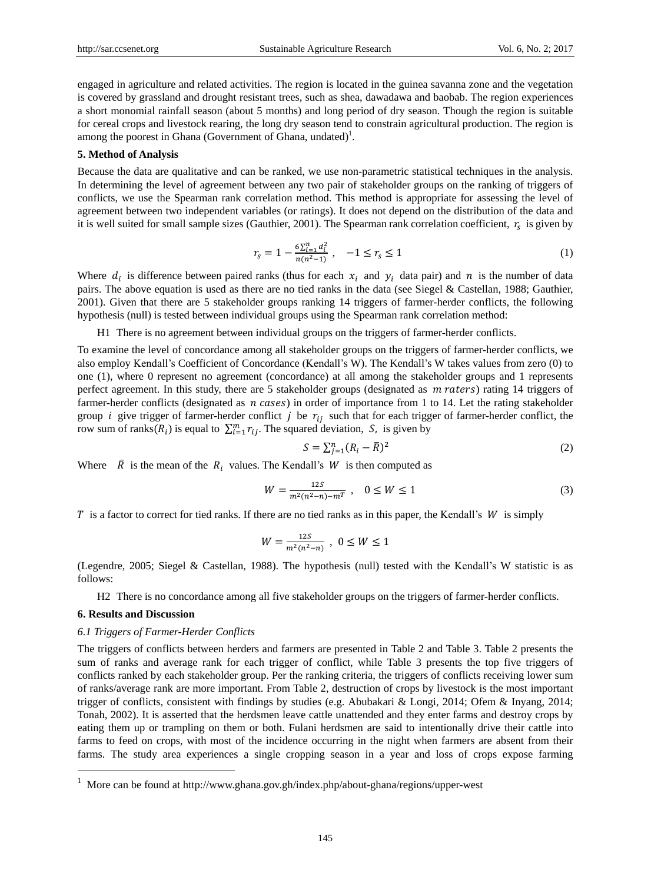engaged in agriculture and related activities. The region is located in the guinea savanna zone and the vegetation is covered by grassland and drought resistant trees, such as shea, dawadawa and baobab. The region experiences a short monomial rainfall season (about 5 months) and long period of dry season. Though the region is suitable for cereal crops and livestock rearing, the long dry season tend to constrain agricultural production. The region is among the poorest in Ghana (Government of Ghana, undated)[1].

### 5. Method of Analysis

Because the data are qualitative and can be ranked, we use non-parametric statistical techniques in the analysis. In determining the level of agreement between any two pair of stakeholder groups on the ranking of triggers of conflicts, we use the Spearman rank correlation method. This method is appropriate for assessing the level of agreement between two independent variables (or ratings). It does not depend on the distribution of the data and it is well suited for small sample sizes (Gauthier, 2001). The Spearman rank correlation coefficient, $r_s$ is given by

$$r_s = 1 - \frac{6\sum_{i=1}^{n} d_i^2}{n(n^2-1)}\ , \quad -1 \leq r_s \leq 1 \tag{1}$$

Where $d_i$ is difference between paired ranks (thus for each $x_i$ and $y_i$ data pair) and $n$ is the number of data pairs. The above equation is used as there are no tied ranks in the data (see Siegel & Castellan, 1988; Gauthier, 2001). Given that there are 5 stakeholder groups ranking 14 triggers of farmer-herder conflicts, the following hypothesis (null) is tested between individual groups using the Spearman rank correlation method:

H1 There is no agreement between individual groups on the triggers of farmer-herder conflicts.

To examine the level of concordance among all stakeholder groups on the triggers of farmer-herder conflicts, we also employ Kendall's Coefficient of Concordance (Kendall's W). The Kendall's W takes values from zero (0) to one (1), where 0 represent no agreement (concordance) at all among the stakeholder groups and 1 represents perfect agreement. In this study, there are 5 stakeholder groups (designated as $m\ raters$) rating 14 triggers of farmer-herder conflicts (designated as $n\ cases$) in order of importance from 1 to 14. Let the rating stakeholder group $i$ give trigger of farmer-herder conflict $j$ be $r_{ij}$ such that for each trigger of farmer-herder conflict, the row sum of ranks($R_i$) is equal to $\sum_{i=1}^{m} r_{ij}$. The squared deviation, $S$, is given by

$$S = \sum_{j=1}^{n} (R_i - \bar{R})^2 \tag{2}$$

Where $\bar{R}$ is the mean of the $R_i$ values. The Kendall's $W$ is then computed as

$$W = \frac{12S}{m^2(n^2-n) - mT}\ , \quad 0 \leq W \leq 1 \tag{3}$$

$T$ is a factor to correct for tied ranks. If there are no tied ranks as in this paper, the Kendall's $W$ is simply

$$W = \frac{12S}{m^2(n^2-n)}\ , \ 0 \leq W \leq 1$$

(Legendre, 2005; Siegel & Castellan, 1988). The hypothesis (null) tested with the Kendall's W statistic is as follows:

H2 There is no concordance among all five stakeholder groups on the triggers of farmer-herder conflicts.

### 6. Results and Discussion

#### *6.1 Triggers of Farmer-Herder Conflicts*

The triggers of conflicts between herders and farmers are presented in Table 2 and Table 3. Table 2 presents the sum of ranks and average rank for each trigger of conflict, while Table 3 presents the top five triggers of conflicts ranked by each stakeholder group. Per the ranking criteria, the triggers of conflicts receiving lower sum of ranks/average rank are more important. From Table 2, destruction of crops by livestock is the most important trigger of conflicts, consistent with findings by studies (e.g. Abubakari & Longi, 2014; Ofem & Inyang, 2014; Tonah, 2002). It is asserted that the herdsmen leave cattle unattended and they enter farms and destroy crops by eating them up or trampling on them or both. Fulani herdsmen are said to intentionally drive their cattle into farms to feed on crops, with most of the incidence occurring in the night when farmers are absent from their farms. The study area experiences a single cropping season in a year and loss of crops expose farming

---

[1] More can be found at http://www.ghana.gov.gh/index.php/about-ghana/regions/upper-west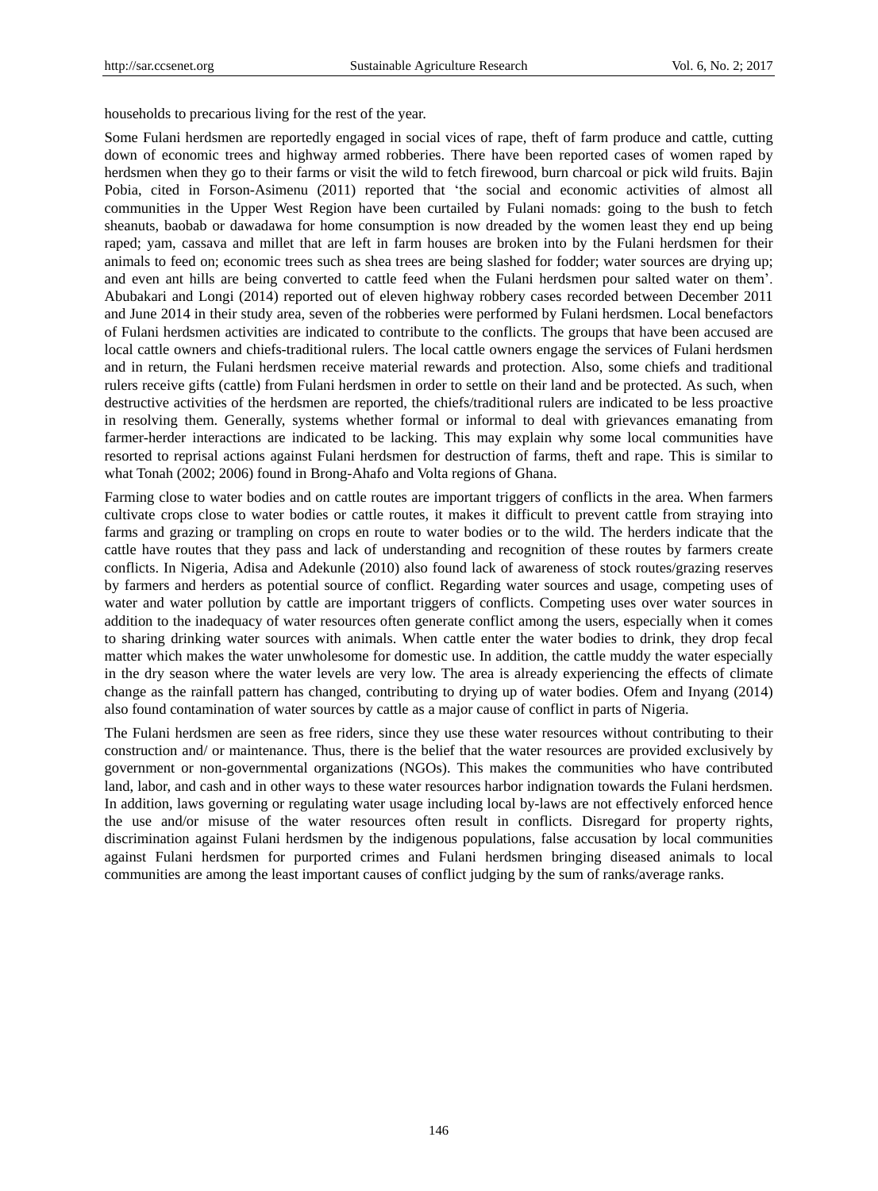households to precarious living for the rest of the year.

Some Fulani herdsmen are reportedly engaged in social vices of rape, theft of farm produce and cattle, cutting down of economic trees and highway armed robberies. There have been reported cases of women raped by herdsmen when they go to their farms or visit the wild to fetch firewood, burn charcoal or pick wild fruits. Bajin Pobia, cited in Forson-Asimenu (2011) reported that 'the social and economic activities of almost all communities in the Upper West Region have been curtailed by Fulani nomads: going to the bush to fetch sheanuts, baobab or dawadawa for home consumption is now dreaded by the women least they end up being raped; yam, cassava and millet that are left in farm houses are broken into by the Fulani herdsmen for their animals to feed on; economic trees such as shea trees are being slashed for fodder; water sources are drying up; and even ant hills are being converted to cattle feed when the Fulani herdsmen pour salted water on them'. Abubakari and Longi (2014) reported out of eleven highway robbery cases recorded between December 2011 and June 2014 in their study area, seven of the robberies were performed by Fulani herdsmen. Local benefactors of Fulani herdsmen activities are indicated to contribute to the conflicts. The groups that have been accused are local cattle owners and chiefs-traditional rulers. The local cattle owners engage the services of Fulani herdsmen and in return, the Fulani herdsmen receive material rewards and protection. Also, some chiefs and traditional rulers receive gifts (cattle) from Fulani herdsmen in order to settle on their land and be protected. As such, when destructive activities of the herdsmen are reported, the chiefs/traditional rulers are indicated to be less proactive in resolving them. Generally, systems whether formal or informal to deal with grievances emanating from farmer-herder interactions are indicated to be lacking. This may explain why some local communities have resorted to reprisal actions against Fulani herdsmen for destruction of farms, theft and rape. This is similar to what Tonah (2002; 2006) found in Brong-Ahafo and Volta regions of Ghana.

Farming close to water bodies and on cattle routes are important triggers of conflicts in the area. When farmers cultivate crops close to water bodies or cattle routes, it makes it difficult to prevent cattle from straying into farms and grazing or trampling on crops en route to water bodies or to the wild. The herders indicate that the cattle have routes that they pass and lack of understanding and recognition of these routes by farmers create conflicts. In Nigeria, Adisa and Adekunle (2010) also found lack of awareness of stock routes/grazing reserves by farmers and herders as potential source of conflict. Regarding water sources and usage, competing uses of water and water pollution by cattle are important triggers of conflicts. Competing uses over water sources in addition to the inadequacy of water resources often generate conflict among the users, especially when it comes to sharing drinking water sources with animals. When cattle enter the water bodies to drink, they drop fecal matter which makes the water unwholesome for domestic use. In addition, the cattle muddy the water especially in the dry season where the water levels are very low. The area is already experiencing the effects of climate change as the rainfall pattern has changed, contributing to drying up of water bodies. Ofem and Inyang (2014) also found contamination of water sources by cattle as a major cause of conflict in parts of Nigeria.

The Fulani herdsmen are seen as free riders, since they use these water resources without contributing to their construction and/ or maintenance. Thus, there is the belief that the water resources are provided exclusively by government or non-governmental organizations (NGOs). This makes the communities who have contributed land, labor, and cash and in other ways to these water resources harbor indignation towards the Fulani herdsmen. In addition, laws governing or regulating water usage including local by-laws are not effectively enforced hence the use and/or misuse of the water resources often result in conflicts. Disregard for property rights, discrimination against Fulani herdsmen by the indigenous populations, false accusation by local communities against Fulani herdsmen for purported crimes and Fulani herdsmen bringing diseased animals to local communities are among the least important causes of conflict judging by the sum of ranks/average ranks.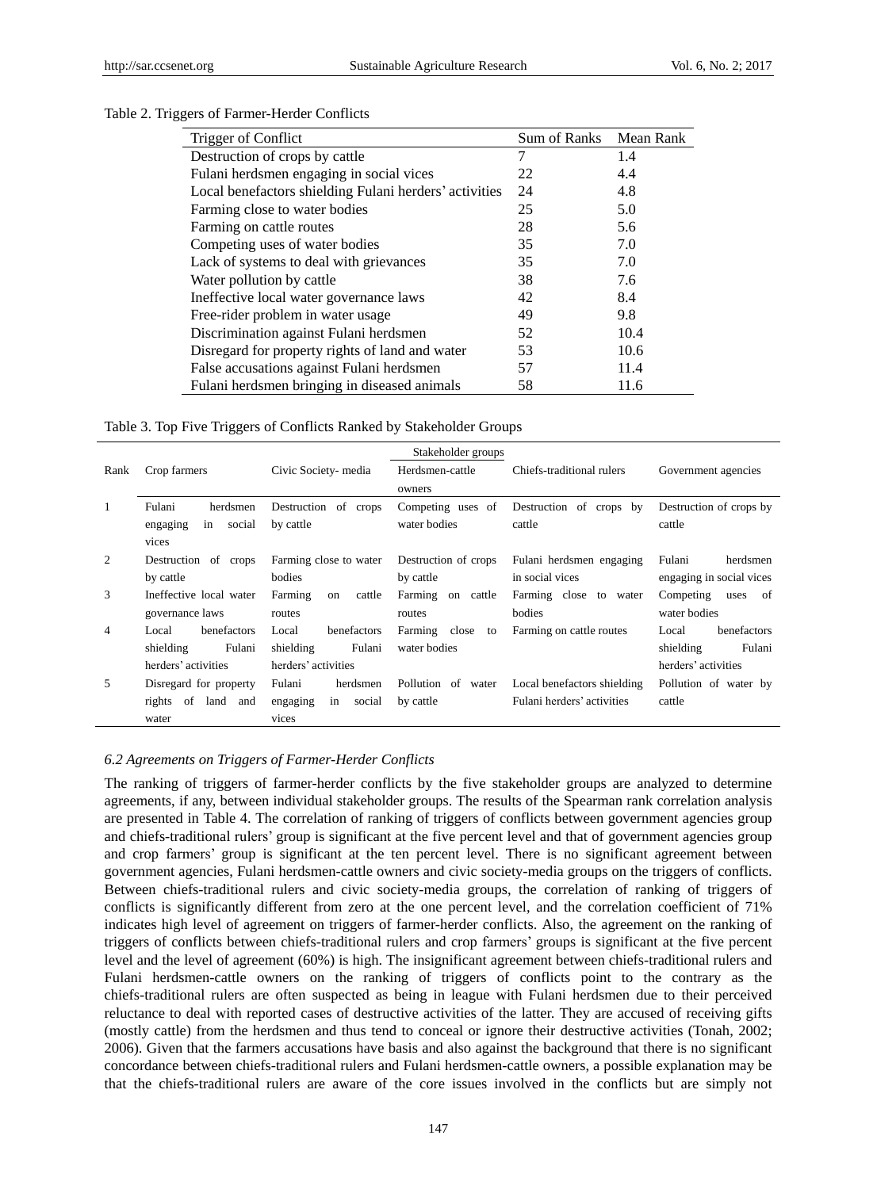Table 2. Triggers of Farmer-Herder Conflicts

| Trigger of Conflict | Sum of Ranks | Mean Rank |
|---|---|---|
| Destruction of crops by cattle | 7 | 1.4 |
| Fulani herdsmen engaging in social vices | 22 | 4.4 |
| Local benefactors shielding Fulani herders' activities | 24 | 4.8 |
| Farming close to water bodies | 25 | 5.0 |
| Farming on cattle routes | 28 | 5.6 |
| Competing uses of water bodies | 35 | 7.0 |
| Lack of systems to deal with grievances | 35 | 7.0 |
| Water pollution by cattle | 38 | 7.6 |
| Ineffective local water governance laws | 42 | 8.4 |
| Free-rider problem in water usage | 49 | 9.8 |
| Discrimination against Fulani herdsmen | 52 | 10.4 |
| Disregard for property rights of land and water | 53 | 10.6 |
| False accusations against Fulani herdsmen | 57 | 11.4 |
| Fulani herdsmen bringing in diseased animals | 58 | 11.6 |

Table 3. Top Five Triggers of Conflicts Ranked by Stakeholder Groups

| | Stakeholder groups | | | | |
|---|---|---|---|---|---|
| Rank | Crop farmers | Civic Society- media | Herdsmen-cattle owners | Chiefs-traditional rulers | Government agencies |
| 1 | Fulani herdsmen engaging in social vices | Destruction of crops by cattle | Competing uses of water bodies | Destruction of crops by cattle | Destruction of crops by cattle |
| 2 | Destruction of crops by cattle | Farming close to water bodies | Destruction of crops by cattle | Fulani herdsmen engaging in social vices | Fulani herdsmen engaging in social vices |
| 3 | Ineffective local water governance laws | Farming on cattle routes | Farming on cattle routes | Farming close to water bodies | Competing uses of water bodies |
| 4 | Local benefactors shielding Fulani herders' activities | Local benefactors shielding Fulani herders' activities | Farming close to water bodies | Farming on cattle routes | Local benefactors shielding Fulani herders' activities |
| 5 | Disregard for property rights of land and water | Fulani herdsmen engaging in social vices | Pollution of water by cattle | Local benefactors shielding Fulani herders' activities | Pollution of water by cattle |

### *6.2 Agreements on Triggers of Farmer-Herder Conflicts*

The ranking of triggers of farmer-herder conflicts by the five stakeholder groups are analyzed to determine agreements, if any, between individual stakeholder groups. The results of the Spearman rank correlation analysis are presented in Table 4. The correlation of ranking of triggers of conflicts between government agencies group and chiefs-traditional rulers' group is significant at the five percent level and that of government agencies group and crop farmers' group is significant at the ten percent level. There is no significant agreement between government agencies, Fulani herdsmen-cattle owners and civic society-media groups on the triggers of conflicts. Between chiefs-traditional rulers and civic society-media groups, the correlation of ranking of triggers of conflicts is significantly different from zero at the one percent level, and the correlation coefficient of 71% indicates high level of agreement on triggers of farmer-herder conflicts. Also, the agreement on the ranking of triggers of conflicts between chiefs-traditional rulers and crop farmers' groups is significant at the five percent level and the level of agreement (60%) is high. The insignificant agreement between chiefs-traditional rulers and Fulani herdsmen-cattle owners on the ranking of triggers of conflicts point to the contrary as the chiefs-traditional rulers are often suspected as being in league with Fulani herdsmen due to their perceived reluctance to deal with reported cases of destructive activities of the latter. They are accused of receiving gifts (mostly cattle) from the herdsmen and thus tend to conceal or ignore their destructive activities (Tonah, 2002; 2006). Given that the farmers accusations have basis and also against the background that there is no significant concordance between chiefs-traditional rulers and Fulani herdsmen-cattle owners, a possible explanation may be that the chiefs-traditional rulers are aware of the core issues involved in the conflicts but are simply not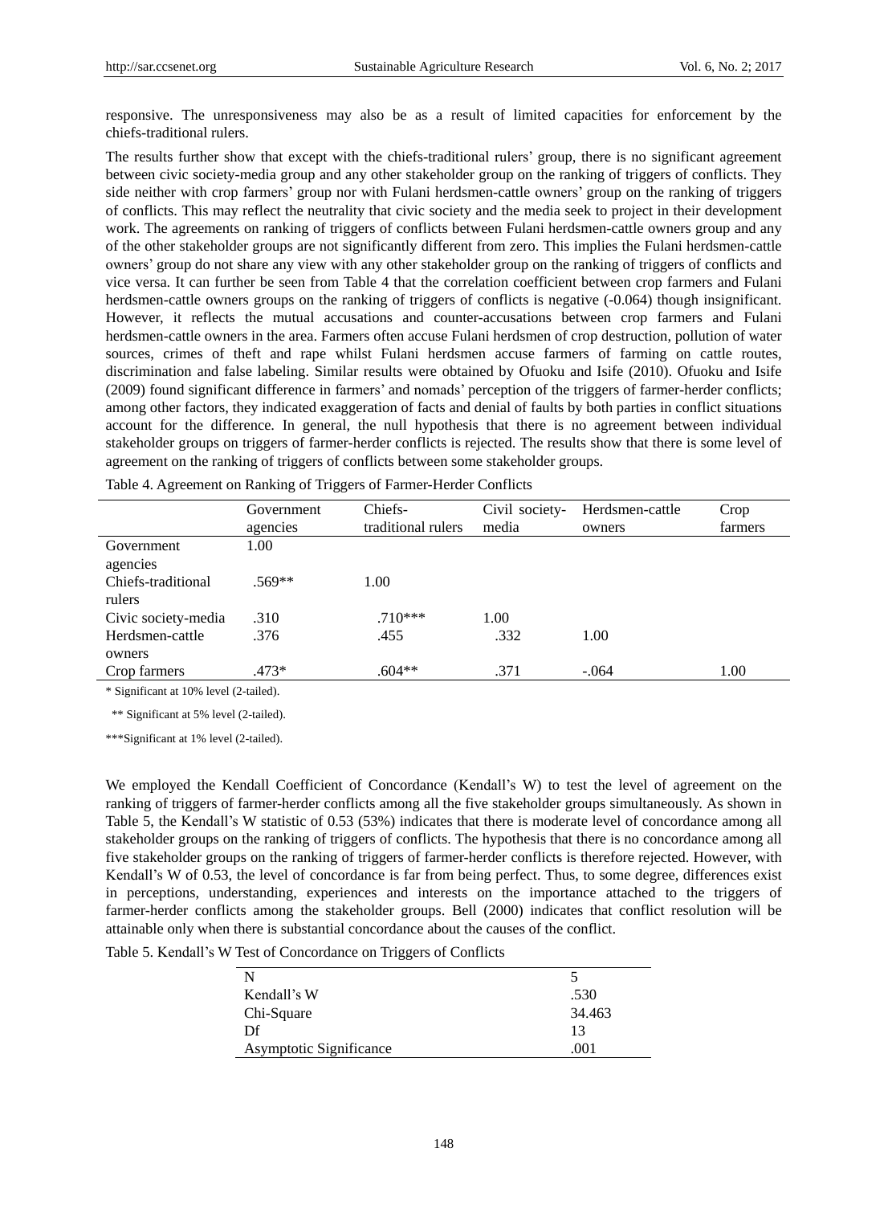responsive. The unresponsiveness may also be as a result of limited capacities for enforcement by the chiefs-traditional rulers.

The results further show that except with the chiefs-traditional rulers' group, there is no significant agreement between civic society-media group and any other stakeholder group on the ranking of triggers of conflicts. They side neither with crop farmers' group nor with Fulani herdsmen-cattle owners' group on the ranking of triggers of conflicts. This may reflect the neutrality that civic society and the media seek to project in their development work. The agreements on ranking of triggers of conflicts between Fulani herdsmen-cattle owners group and any of the other stakeholder groups are not significantly different from zero. This implies the Fulani herdsmen-cattle owners' group do not share any view with any other stakeholder group on the ranking of triggers of conflicts and vice versa. It can further be seen from Table 4 that the correlation coefficient between crop farmers and Fulani herdsmen-cattle owners groups on the ranking of triggers of conflicts is negative (-0.064) though insignificant. However, it reflects the mutual accusations and counter-accusations between crop farmers and Fulani herdsmen-cattle owners in the area. Farmers often accuse Fulani herdsmen of crop destruction, pollution of water sources, crimes of theft and rape whilst Fulani herdsmen accuse farmers of farming on cattle routes, discrimination and false labeling. Similar results were obtained by Ofuoku and Isife (2010). Ofuoku and Isife (2009) found significant difference in farmers' and nomads' perception of the triggers of farmer-herder conflicts; among other factors, they indicated exaggeration of facts and denial of faults by both parties in conflict situations account for the difference. In general, the null hypothesis that there is no agreement between individual stakeholder groups on triggers of farmer-herder conflicts is rejected. The results show that there is some level of agreement on the ranking of triggers of conflicts between some stakeholder groups.

Table 4. Agreement on Ranking of Triggers of Farmer-Herder Conflicts

| | Government agencies | Chiefs-traditional rulers | Civil society-media | Herdsmen-cattle owners | Crop farmers |
|---|---|---|---|---|---|
| Government agencies | 1.00 | | | | |
| Chiefs-traditional rulers | .569** | 1.00 | | | |
| Civic society-media | .310 | .710*** | 1.00 | | |
| Herdsmen-cattle owners | .376 | .455 | .332 | 1.00 | |
| Crop farmers | .473* | .604** | .371 | -.064 | 1.00 |

\* Significant at 10% level (2-tailed).

** Significant at 5% level (2-tailed).

***Significant at 1% level (2-tailed).

We employed the Kendall Coefficient of Concordance (Kendall's W) to test the level of agreement on the ranking of triggers of farmer-herder conflicts among all the five stakeholder groups simultaneously. As shown in Table 5, the Kendall's W statistic of 0.53 (53%) indicates that there is moderate level of concordance among all stakeholder groups on the ranking of triggers of conflicts. The hypothesis that there is no concordance among all five stakeholder groups on the ranking of triggers of farmer-herder conflicts is therefore rejected. However, with Kendall's W of 0.53, the level of concordance is far from being perfect. Thus, to some degree, differences exist in perceptions, understanding, experiences and interests on the importance attached to the triggers of farmer-herder conflicts among the stakeholder groups. Bell (2000) indicates that conflict resolution will be attainable only when there is substantial concordance about the causes of the conflict.

Table 5. Kendall's W Test of Concordance on Triggers of Conflicts

| | |
|---|---|
| N | 5 |
| Kendall's W | .530 |
| Chi-Square | 34.463 |
| Df | 13 |
| Asymptotic Significance | .001 |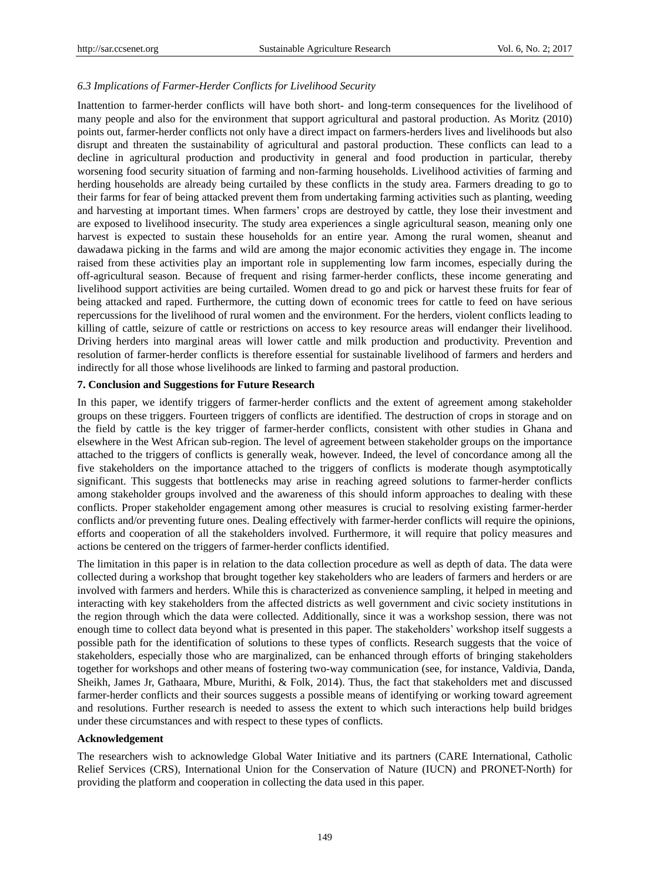*6.3 Implications of Farmer-Herder Conflicts for Livelihood Security*

Inattention to farmer-herder conflicts will have both short- and long-term consequences for the livelihood of many people and also for the environment that support agricultural and pastoral production. As Moritz (2010) points out, farmer-herder conflicts not only have a direct impact on farmers-herders lives and livelihoods but also disrupt and threaten the sustainability of agricultural and pastoral production. These conflicts can lead to a decline in agricultural production and productivity in general and food production in particular, thereby worsening food security situation of farming and non-farming households. Livelihood activities of farming and herding households are already being curtailed by these conflicts in the study area. Farmers dreading to go to their farms for fear of being attacked prevent them from undertaking farming activities such as planting, weeding and harvesting at important times. When farmers' crops are destroyed by cattle, they lose their investment and are exposed to livelihood insecurity. The study area experiences a single agricultural season, meaning only one harvest is expected to sustain these households for an entire year. Among the rural women, sheanut and dawadawa picking in the farms and wild are among the major economic activities they engage in. The income raised from these activities play an important role in supplementing low farm incomes, especially during the off-agricultural season. Because of frequent and rising farmer-herder conflicts, these income generating and livelihood support activities are being curtailed. Women dread to go and pick or harvest these fruits for fear of being attacked and raped. Furthermore, the cutting down of economic trees for cattle to feed on have serious repercussions for the livelihood of rural women and the environment. For the herders, violent conflicts leading to killing of cattle, seizure of cattle or restrictions on access to key resource areas will endanger their livelihood. Driving herders into marginal areas will lower cattle and milk production and productivity. Prevention and resolution of farmer-herder conflicts is therefore essential for sustainable livelihood of farmers and herders and indirectly for all those whose livelihoods are linked to farming and pastoral production.

## 7. Conclusion and Suggestions for Future Research

In this paper, we identify triggers of farmer-herder conflicts and the extent of agreement among stakeholder groups on these triggers. Fourteen triggers of conflicts are identified. The destruction of crops in storage and on the field by cattle is the key trigger of farmer-herder conflicts, consistent with other studies in Ghana and elsewhere in the West African sub-region. The level of agreement between stakeholder groups on the importance attached to the triggers of conflicts is generally weak, however. Indeed, the level of concordance among all the five stakeholders on the importance attached to the triggers of conflicts is moderate though asymptotically significant. This suggests that bottlenecks may arise in reaching agreed solutions to farmer-herder conflicts among stakeholder groups involved and the awareness of this should inform approaches to dealing with these conflicts. Proper stakeholder engagement among other measures is crucial to resolving existing farmer-herder conflicts and/or preventing future ones. Dealing effectively with farmer-herder conflicts will require the opinions, efforts and cooperation of all the stakeholders involved. Furthermore, it will require that policy measures and actions be centered on the triggers of farmer-herder conflicts identified.

The limitation in this paper is in relation to the data collection procedure as well as depth of data. The data were collected during a workshop that brought together key stakeholders who are leaders of farmers and herders or are involved with farmers and herders. While this is characterized as convenience sampling, it helped in meeting and interacting with key stakeholders from the affected districts as well government and civic society institutions in the region through which the data were collected. Additionally, since it was a workshop session, there was not enough time to collect data beyond what is presented in this paper. The stakeholders' workshop itself suggests a possible path for the identification of solutions to these types of conflicts. Research suggests that the voice of stakeholders, especially those who are marginalized, can be enhanced through efforts of bringing stakeholders together for workshops and other means of fostering two-way communication (see, for instance, Valdivia, Danda, Sheikh, James Jr, Gathaara, Mbure, Murithi, & Folk, 2014). Thus, the fact that stakeholders met and discussed farmer-herder conflicts and their sources suggests a possible means of identifying or working toward agreement and resolutions. Further research is needed to assess the extent to which such interactions help build bridges under these circumstances and with respect to these types of conflicts.

**Acknowledgement**

The researchers wish to acknowledge Global Water Initiative and its partners (CARE International, Catholic Relief Services (CRS), International Union for the Conservation of Nature (IUCN) and PRONET-North) for providing the platform and cooperation in collecting the data used in this paper.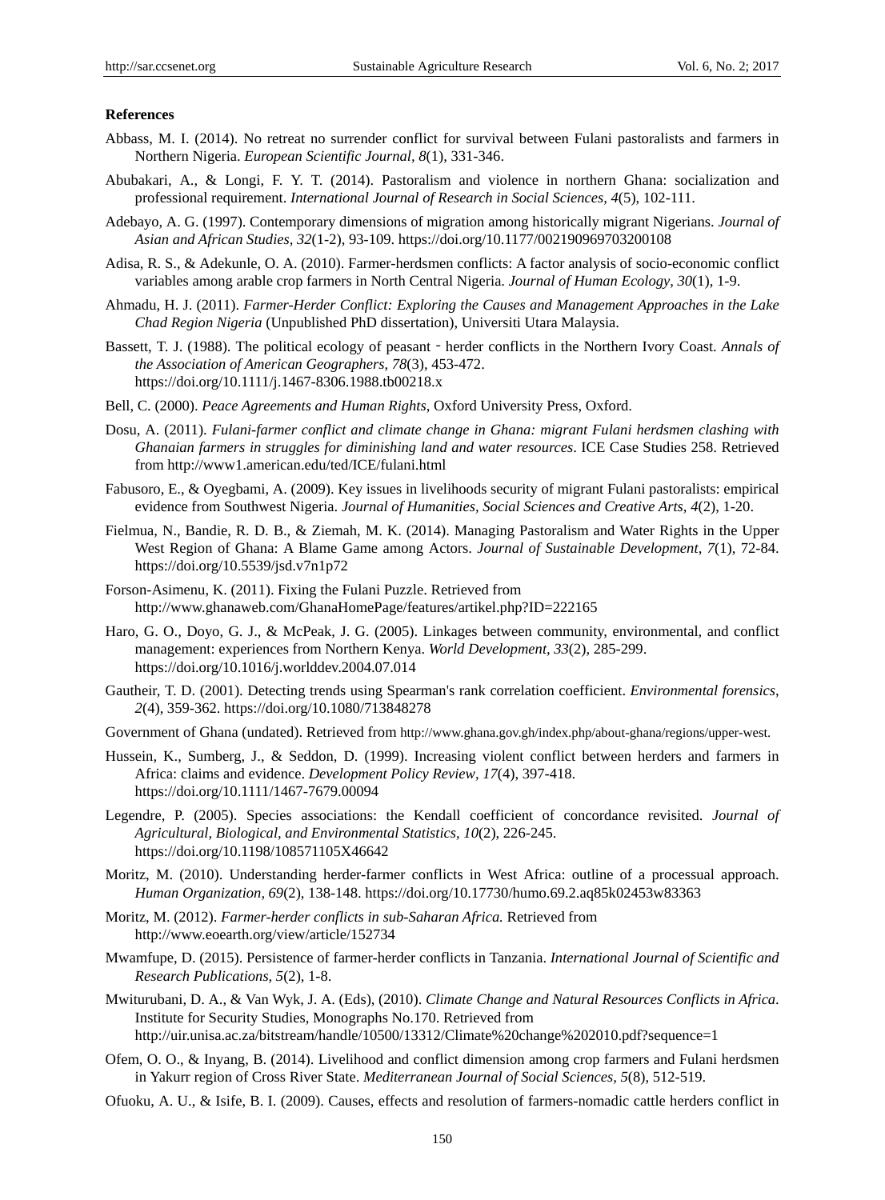**References**

Abbass, M. I. (2014). No retreat no surrender conflict for survival between Fulani pastoralists and farmers in Northern Nigeria. *European Scientific Journal, 8*(1), 331-346.

Abubakari, A., & Longi, F. Y. T. (2014). Pastoralism and violence in northern Ghana: socialization and professional requirement. *International Journal of Research in Social Sciences, 4*(5), 102-111.

Adebayo, A. G. (1997). Contemporary dimensions of migration among historically migrant Nigerians. *Journal of Asian and African Studies, 32*(1-2), 93-109. https://doi.org/10.1177/002190969703200108

Adisa, R. S., & Adekunle, O. A. (2010). Farmer-herdsmen conflicts: A factor analysis of socio-economic conflict variables among arable crop farmers in North Central Nigeria. *Journal of Human Ecology, 30*(1), 1-9.

Ahmadu, H. J. (2011). *Farmer-Herder Conflict: Exploring the Causes and Management Approaches in the Lake Chad Region Nigeria* (Unpublished PhD dissertation), Universiti Utara Malaysia.

Bassett, T. J. (1988). The political ecology of peasant‐herder conflicts in the Northern Ivory Coast. *Annals of the Association of American Geographers, 78*(3), 453-472. https://doi.org/10.1111/j.1467-8306.1988.tb00218.x

Bell, C. (2000). *Peace Agreements and Human Rights*, Oxford University Press, Oxford.

Dosu, A. (2011). *Fulani-farmer conflict and climate change in Ghana: migrant Fulani herdsmen clashing with Ghanaian farmers in struggles for diminishing land and water resources*. ICE Case Studies 258. Retrieved from http://www1.american.edu/ted/ICE/fulani.html

Fabusoro, E., & Oyegbami, A. (2009). Key issues in livelihoods security of migrant Fulani pastoralists: empirical evidence from Southwest Nigeria. *Journal of Humanities, Social Sciences and Creative Arts, 4*(2), 1-20.

Fielmua, N., Bandie, R. D. B., & Ziemah, M. K. (2014). Managing Pastoralism and Water Rights in the Upper West Region of Ghana: A Blame Game among Actors. *Journal of Sustainable Development, 7*(1), 72-84. https://doi.org/10.5539/jsd.v7n1p72

Forson-Asimenu, K. (2011). Fixing the Fulani Puzzle. Retrieved from http://www.ghanaweb.com/GhanaHomePage/features/artikel.php?ID=222165

Haro, G. O., Doyo, G. J., & McPeak, J. G. (2005). Linkages between community, environmental, and conflict management: experiences from Northern Kenya. *World Development, 33*(2), 285-299. https://doi.org/10.1016/j.worlddev.2004.07.014

Gautheir, T. D. (2001). Detecting trends using Spearman's rank correlation coefficient. *Environmental forensics, 2*(4), 359-362. https://doi.org/10.1080/713848278

Government of Ghana (undated). Retrieved from http://www.ghana.gov.gh/index.php/about-ghana/regions/upper-west.

Hussein, K., Sumberg, J., & Seddon, D. (1999). Increasing violent conflict between herders and farmers in Africa: claims and evidence. *Development Policy Review, 17*(4), 397-418. https://doi.org/10.1111/1467-7679.00094

Legendre, P. (2005). Species associations: the Kendall coefficient of concordance revisited. *Journal of Agricultural, Biological, and Environmental Statistics, 10*(2), 226-245. https://doi.org/10.1198/108571105X46642

Moritz, M. (2010). Understanding herder-farmer conflicts in West Africa: outline of a processual approach. *Human Organization, 69*(2), 138-148. https://doi.org/10.17730/humo.69.2.aq85k02453w83363

Moritz, M. (2012). *Farmer-herder conflicts in sub-Saharan Africa.* Retrieved from http://www.eoearth.org/view/article/152734

Mwamfupe, D. (2015). Persistence of farmer-herder conflicts in Tanzania. *International Journal of Scientific and Research Publications, 5*(2), 1-8.

Mwiturubani, D. A., & Van Wyk, J. A. (Eds), (2010). *Climate Change and Natural Resources Conflicts in Africa*. Institute for Security Studies, Monographs No.170. Retrieved from http://uir.unisa.ac.za/bitstream/handle/10500/13312/Climate%20change%202010.pdf?sequence=1

Ofem, O. O., & Inyang, B. (2014). Livelihood and conflict dimension among crop farmers and Fulani herdsmen in Yakurr region of Cross River State. *Mediterranean Journal of Social Sciences, 5*(8), 512-519.

Ofuoku, A. U., & Isife, B. I. (2009). Causes, effects and resolution of farmers-nomadic cattle herders conflict in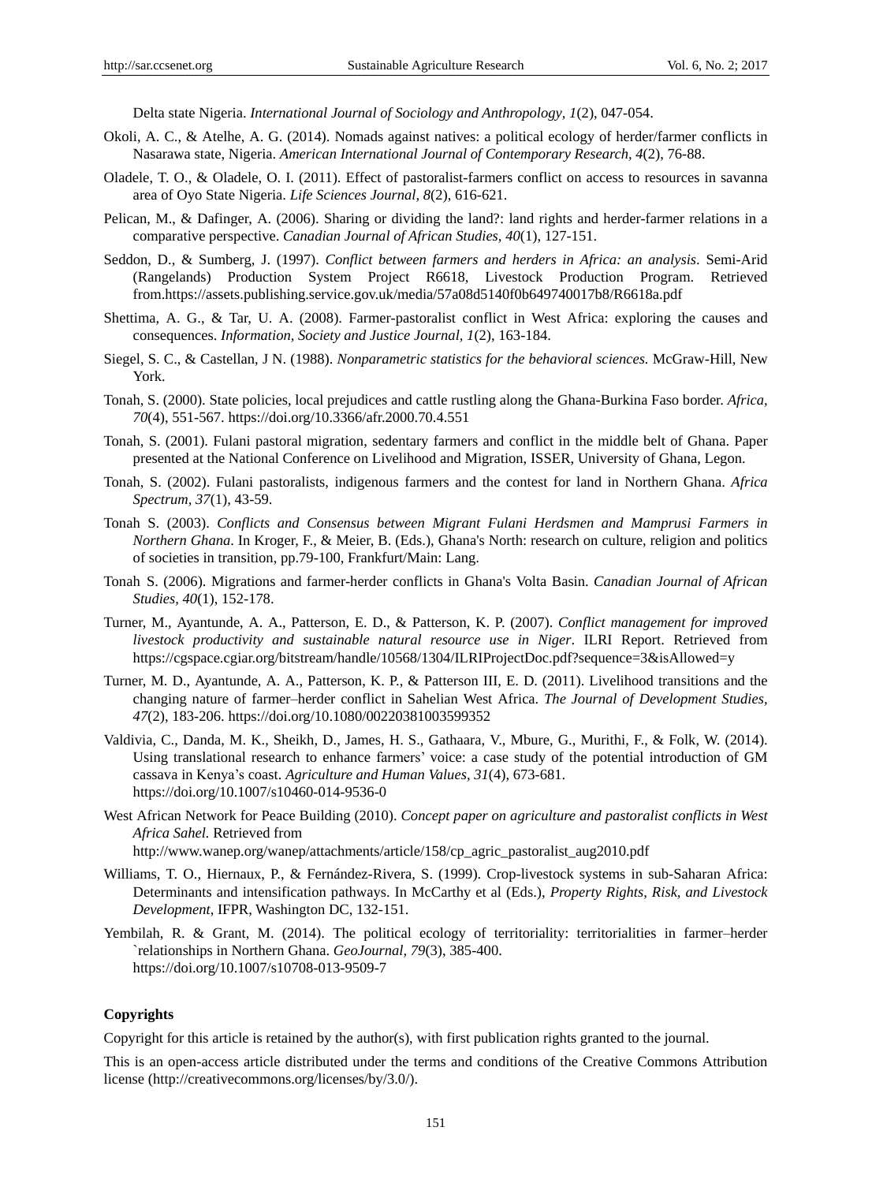Delta state Nigeria. *International Journal of Sociology and Anthropology, 1*(2), 047-054.

Okoli, A. C., & Atelhe, A. G. (2014). Nomads against natives: a political ecology of herder/farmer conflicts in Nasarawa state, Nigeria. *American International Journal of Contemporary Research, 4*(2), 76-88.

Oladele, T. O., & Oladele, O. I. (2011). Effect of pastoralist-farmers conflict on access to resources in savanna area of Oyo State Nigeria. *Life Sciences Journal, 8*(2), 616-621.

Pelican, M., & Dafinger, A. (2006). Sharing or dividing the land?: land rights and herder-farmer relations in a comparative perspective. *Canadian Journal of African Studies, 40*(1), 127-151.

Seddon, D., & Sumberg, J. (1997). *Conflict between farmers and herders in Africa: an analysis*. Semi-Arid (Rangelands) Production System Project R6618, Livestock Production Program. Retrieved from.https://assets.publishing.service.gov.uk/media/57a08d5140f0b649740017b8/R6618a.pdf

Shettima, A. G., & Tar, U. A. (2008). Farmer-pastoralist conflict in West Africa: exploring the causes and consequences. *Information, Society and Justice Journal, 1*(2), 163-184.

Siegel, S. C., & Castellan, J N. (1988). *Nonparametric statistics for the behavioral sciences.* McGraw-Hill, New York.

Tonah, S. (2000). State policies, local prejudices and cattle rustling along the Ghana-Burkina Faso border. *Africa, 70*(4), 551-567. https://doi.org/10.3366/afr.2000.70.4.551

Tonah, S. (2001). Fulani pastoral migration, sedentary farmers and conflict in the middle belt of Ghana. Paper presented at the National Conference on Livelihood and Migration, ISSER, University of Ghana, Legon.

Tonah, S. (2002). Fulani pastoralists, indigenous farmers and the contest for land in Northern Ghana. *Africa Spectrum, 37*(1), 43-59.

Tonah S. (2003). *Conflicts and Consensus between Migrant Fulani Herdsmen and Mamprusi Farmers in Northern Ghana*. In Kroger, F., & Meier, B. (Eds.), Ghana's North: research on culture, religion and politics of societies in transition, pp.79-100, Frankfurt/Main: Lang.

Tonah S. (2006). Migrations and farmer-herder conflicts in Ghana's Volta Basin. *Canadian Journal of African Studies, 40*(1), 152-178.

Turner, M., Ayantunde, A. A., Patterson, E. D., & Patterson, K. P. (2007). *Conflict management for improved livestock productivity and sustainable natural resource use in Niger*. ILRI Report. Retrieved from https://cgspace.cgiar.org/bitstream/handle/10568/1304/ILRIProjectDoc.pdf?sequence=3&isAllowed=y

Turner, M. D., Ayantunde, A. A., Patterson, K. P., & Patterson III, E. D. (2011). Livelihood transitions and the changing nature of farmer–herder conflict in Sahelian West Africa. *The Journal of Development Studies, 47*(2), 183-206. https://doi.org/10.1080/00220381003599352

Valdivia, C., Danda, M. K., Sheikh, D., James, H. S., Gathaara, V., Mbure, G., Murithi, F., & Folk, W. (2014). Using translational research to enhance farmers' voice: a case study of the potential introduction of GM cassava in Kenya's coast. *Agriculture and Human Values, 31*(4), 673-681. https://doi.org/10.1007/s10460-014-9536-0

West African Network for Peace Building (2010). *Concept paper on agriculture and pastoralist conflicts in West Africa Sahel*. Retrieved from http://www.wanep.org/wanep/attachments/article/158/cp_agric_pastoralist_aug2010.pdf

Williams, T. O., Hiernaux, P., & Fernández-Rivera, S. (1999). Crop-livestock systems in sub-Saharan Africa: Determinants and intensification pathways. In McCarthy et al (Eds.), *Property Rights, Risk, and Livestock Development*, IFPR, Washington DC, 132-151.

Yembilah, R. & Grant, M. (2014). The political ecology of territoriality: territorialities in farmer–herder `relationships in Northern Ghana. *GeoJournal, 79*(3), 385-400. https://doi.org/10.1007/s10708-013-9509-7

**Copyrights**

Copyright for this article is retained by the author(s), with first publication rights granted to the journal.

This is an open-access article distributed under the terms and conditions of the Creative Commons Attribution license (http://creativecommons.org/licenses/by/3.0/).